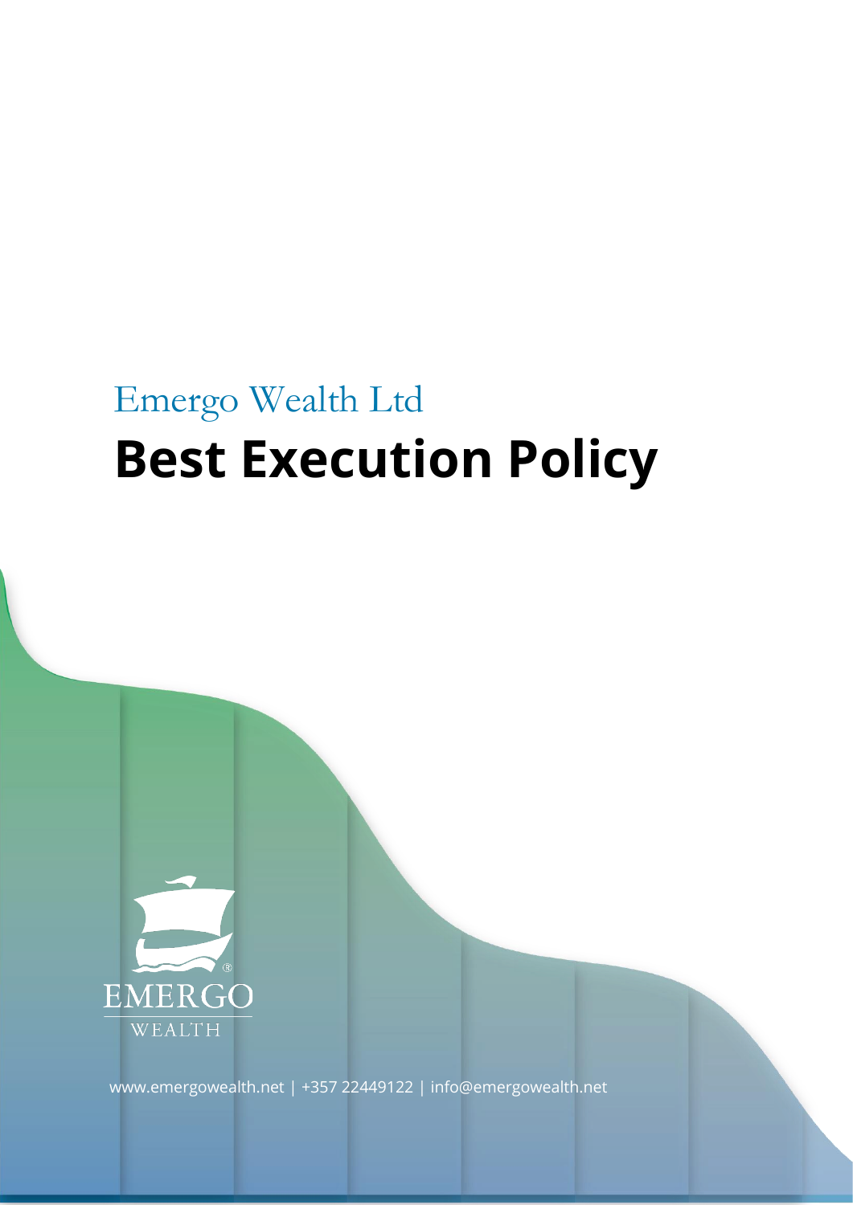Emergo Wealth Ltd

# Best Execution Policy

EMERGO

WEALTH

www.emergowealth.net | +357 22449122 | info@emergowealth.net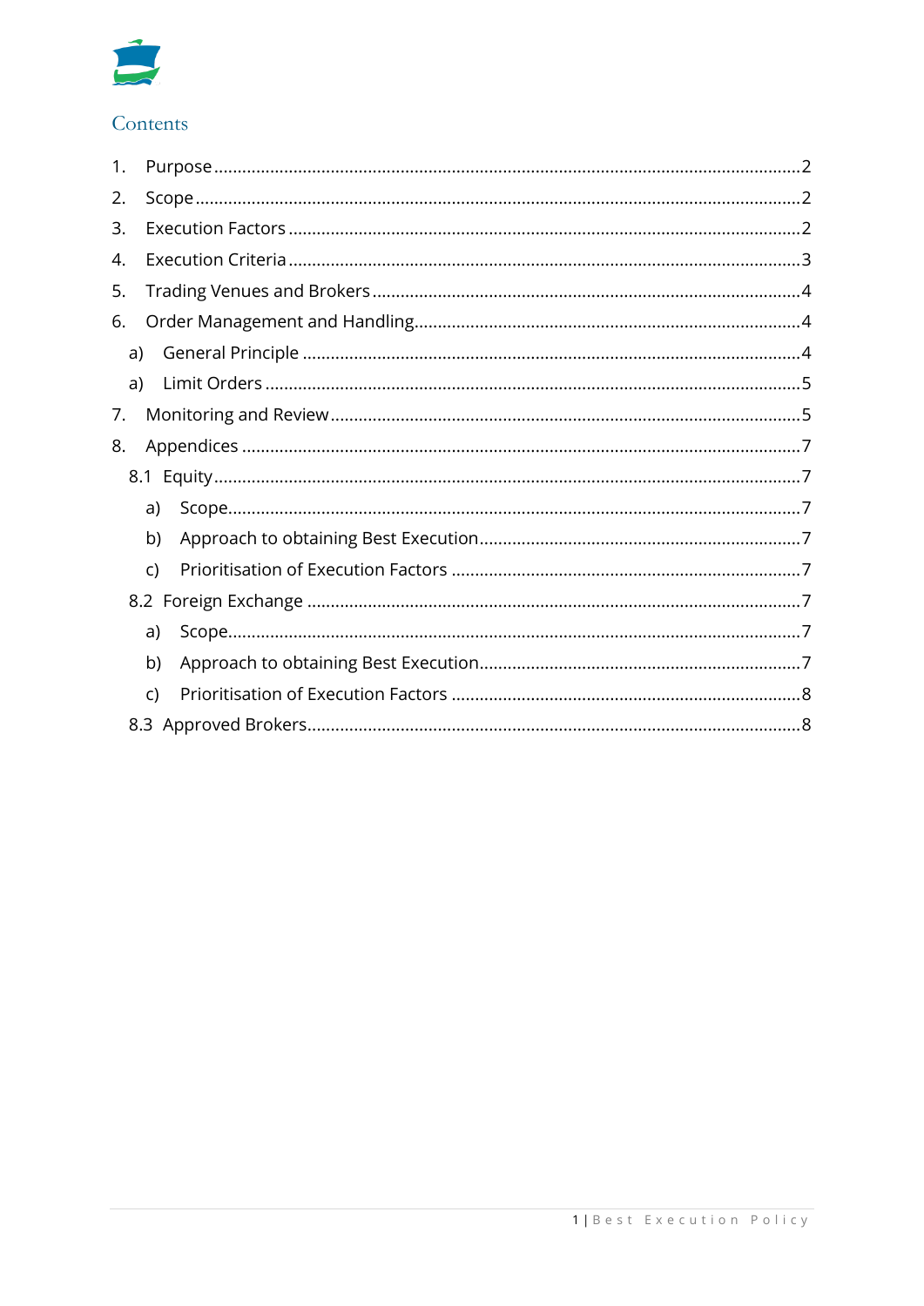# Contents

1. Purpose ..... 2
2. Scope ..... 2
3. Execution Factors ..... 2
4. Execution Criteria ..... 3
5. Trading Venues and Brokers ..... 4
6. Order Management and Handling ..... 4
   - a) General Principle ..... 4
   - a) Limit Orders ..... 5
7. Monitoring and Review ..... 5
8. Appendices ..... 7
   - 8.1 Equity ..... 7
     - a) Scope ..... 7
     - b) Approach to obtaining Best Execution ..... 7
     - c) Prioritisation of Execution Factors ..... 7
   - 8.2 Foreign Exchange ..... 7
     - a) Scope ..... 7
     - b) Approach to obtaining Best Execution ..... 7
     - c) Prioritisation of Execution Factors ..... 8
   - 8.3 Approved Brokers ..... 8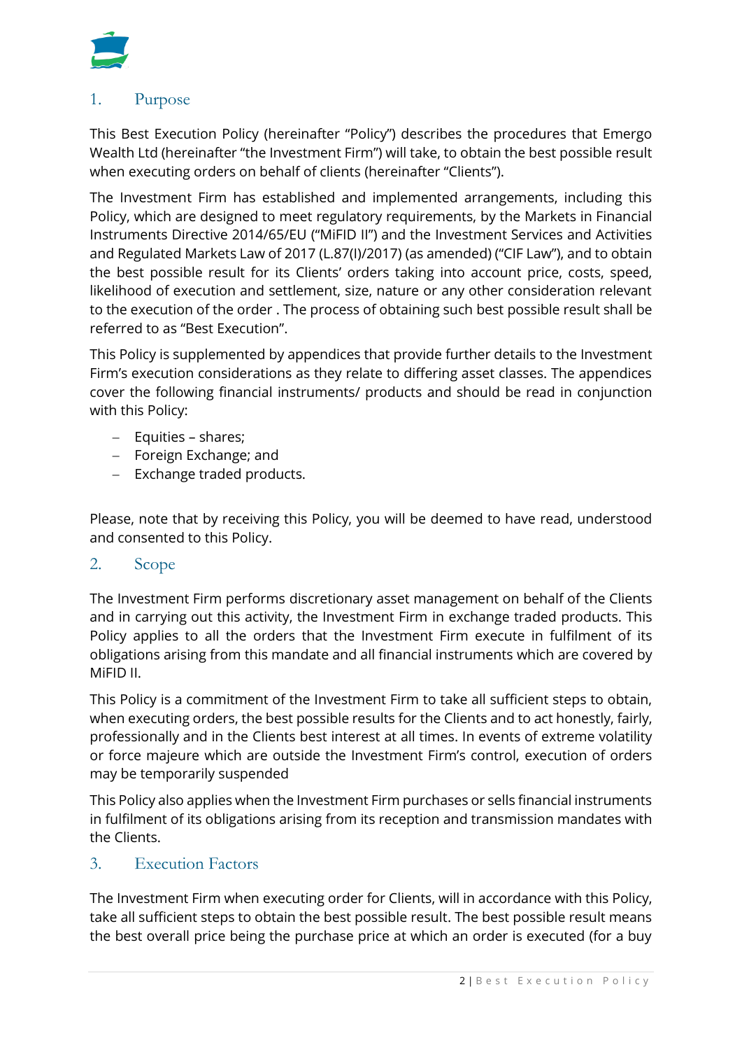## 1. Purpose

This Best Execution Policy (hereinafter "Policy") describes the procedures that Emergo Wealth Ltd (hereinafter "the Investment Firm") will take, to obtain the best possible result when executing orders on behalf of clients (hereinafter "Clients").

The Investment Firm has established and implemented arrangements, including this Policy, which are designed to meet regulatory requirements, by the Markets in Financial Instruments Directive 2014/65/EU ("MiFID II") and the Investment Services and Activities and Regulated Markets Law of 2017 (L.87(I)/2017) (as amended) ("CIF Law"), and to obtain the best possible result for its Clients' orders taking into account price, costs, speed, likelihood of execution and settlement, size, nature or any other consideration relevant to the execution of the order . The process of obtaining such best possible result shall be referred to as "Best Execution".

This Policy is supplemented by appendices that provide further details to the Investment Firm's execution considerations as they relate to differing asset classes. The appendices cover the following financial instruments/ products and should be read in conjunction with this Policy:

- Equities – shares;
- Foreign Exchange; and
- Exchange traded products.

Please, note that by receiving this Policy, you will be deemed to have read, understood and consented to this Policy.

## 2. Scope

The Investment Firm performs discretionary asset management on behalf of the Clients and in carrying out this activity, the Investment Firm in exchange traded products. This Policy applies to all the orders that the Investment Firm execute in fulfilment of its obligations arising from this mandate and all financial instruments which are covered by MiFID II.

This Policy is a commitment of the Investment Firm to take all sufficient steps to obtain, when executing orders, the best possible results for the Clients and to act honestly, fairly, professionally and in the Clients best interest at all times. In events of extreme volatility or force majeure which are outside the Investment Firm's control, execution of orders may be temporarily suspended

This Policy also applies when the Investment Firm purchases or sells financial instruments in fulfilment of its obligations arising from its reception and transmission mandates with the Clients.

## 3. Execution Factors

The Investment Firm when executing order for Clients, will in accordance with this Policy, take all sufficient steps to obtain the best possible result. The best possible result means the best overall price being the purchase price at which an order is executed (for a buy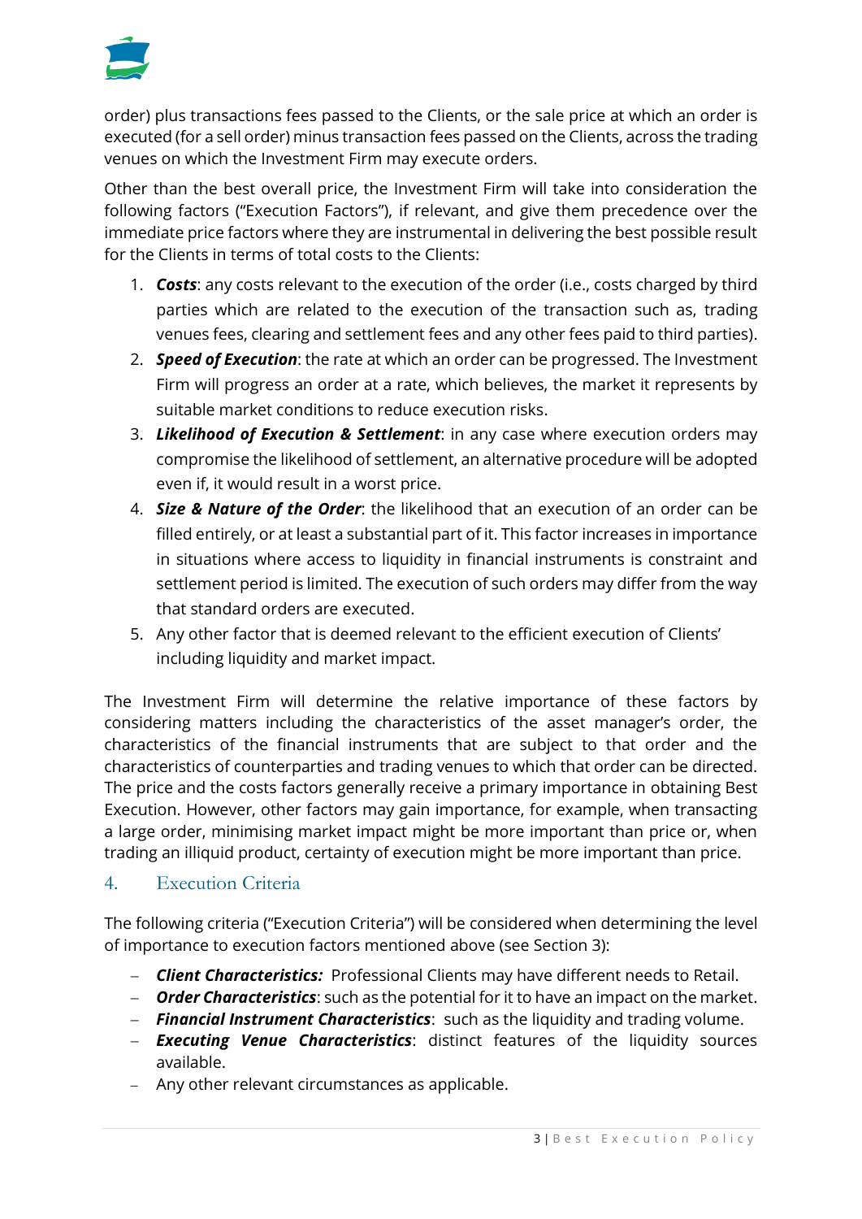order) plus transactions fees passed to the Clients, or the sale price at which an order is executed (for a sell order) minus transaction fees passed on the Clients, across the trading venues on which the Investment Firm may execute orders.

Other than the best overall price, the Investment Firm will take into consideration the following factors ("Execution Factors"), if relevant, and give them precedence over the immediate price factors where they are instrumental in delivering the best possible result for the Clients in terms of total costs to the Clients:

1. ***Costs***: any costs relevant to the execution of the order (i.e., costs charged by third parties which are related to the execution of the transaction such as, trading venues fees, clearing and settlement fees and any other fees paid to third parties).
2. ***Speed of Execution***: the rate at which an order can be progressed. The Investment Firm will progress an order at a rate, which believes, the market it represents by suitable market conditions to reduce execution risks.
3. ***Likelihood of Execution & Settlement***: in any case where execution orders may compromise the likelihood of settlement, an alternative procedure will be adopted even if, it would result in a worst price.
4. ***Size & Nature of the Order***: the likelihood that an execution of an order can be filled entirely, or at least a substantial part of it. This factor increases in importance in situations where access to liquidity in financial instruments is constraint and settlement period is limited. The execution of such orders may differ from the way that standard orders are executed.
5. Any other factor that is deemed relevant to the efficient execution of Clients' including liquidity and market impact.

The Investment Firm will determine the relative importance of these factors by considering matters including the characteristics of the asset manager's order, the characteristics of the financial instruments that are subject to that order and the characteristics of counterparties and trading venues to which that order can be directed. The price and the costs factors generally receive a primary importance in obtaining Best Execution. However, other factors may gain importance, for example, when transacting a large order, minimising market impact might be more important than price or, when trading an illiquid product, certainty of execution might be more important than price.

## 4. Execution Criteria

The following criteria ("Execution Criteria") will be considered when determining the level of importance to execution factors mentioned above (see Section 3):

- ***Client Characteristics:*** Professional Clients may have different needs to Retail.
- ***Order Characteristics***: such as the potential for it to have an impact on the market.
- ***Financial Instrument Characteristics***: such as the liquidity and trading volume.
- ***Executing Venue Characteristics***: distinct features of the liquidity sources available.
- Any other relevant circumstances as applicable.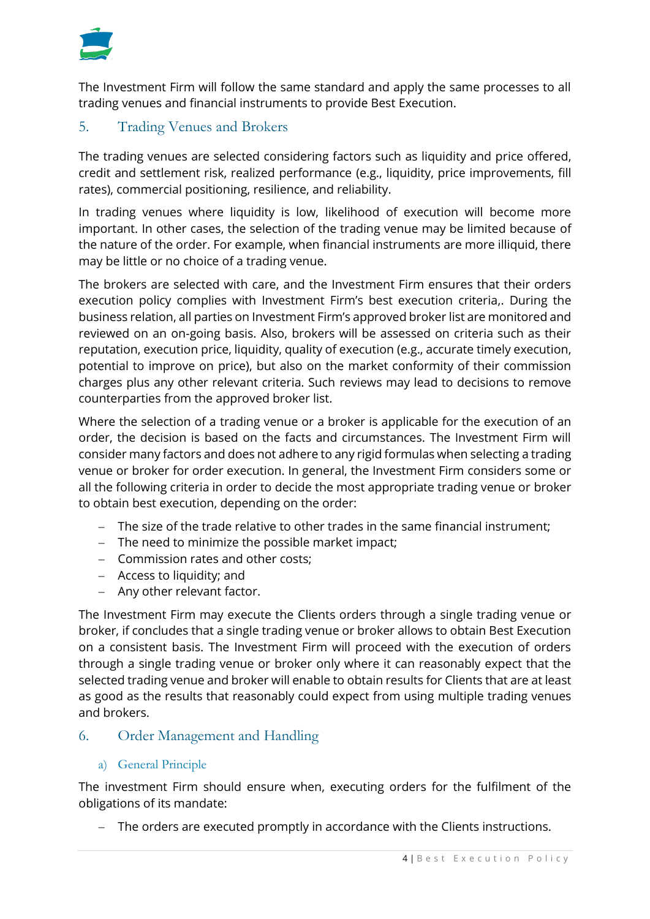The Investment Firm will follow the same standard and apply the same processes to all trading venues and financial instruments to provide Best Execution.

## 5. Trading Venues and Brokers

The trading venues are selected considering factors such as liquidity and price offered, credit and settlement risk, realized performance (e.g., liquidity, price improvements, fill rates), commercial positioning, resilience, and reliability.

In trading venues where liquidity is low, likelihood of execution will become more important. In other cases, the selection of the trading venue may be limited because of the nature of the order. For example, when financial instruments are more illiquid, there may be little or no choice of a trading venue.

The brokers are selected with care, and the Investment Firm ensures that their orders execution policy complies with Investment Firm's best execution criteria,. During the business relation, all parties on Investment Firm's approved broker list are monitored and reviewed on an on-going basis. Also, brokers will be assessed on criteria such as their reputation, execution price, liquidity, quality of execution (e.g., accurate timely execution, potential to improve on price), but also on the market conformity of their commission charges plus any other relevant criteria. Such reviews may lead to decisions to remove counterparties from the approved broker list.

Where the selection of a trading venue or a broker is applicable for the execution of an order, the decision is based on the facts and circumstances. The Investment Firm will consider many factors and does not adhere to any rigid formulas when selecting a trading venue or broker for order execution. In general, the Investment Firm considers some or all the following criteria in order to decide the most appropriate trading venue or broker to obtain best execution, depending on the order:

- The size of the trade relative to other trades in the same financial instrument;
- The need to minimize the possible market impact;
- Commission rates and other costs;
- Access to liquidity; and
- Any other relevant factor.

The Investment Firm may execute the Clients orders through a single trading venue or broker, if concludes that a single trading venue or broker allows to obtain Best Execution on a consistent basis. The Investment Firm will proceed with the execution of orders through a single trading venue or broker only where it can reasonably expect that the selected trading venue and broker will enable to obtain results for Clients that are at least as good as the results that reasonably could expect from using multiple trading venues and brokers.

## 6. Order Management and Handling

### a) General Principle

The investment Firm should ensure when, executing orders for the fulfilment of the obligations of its mandate:

- The orders are executed promptly in accordance with the Clients instructions.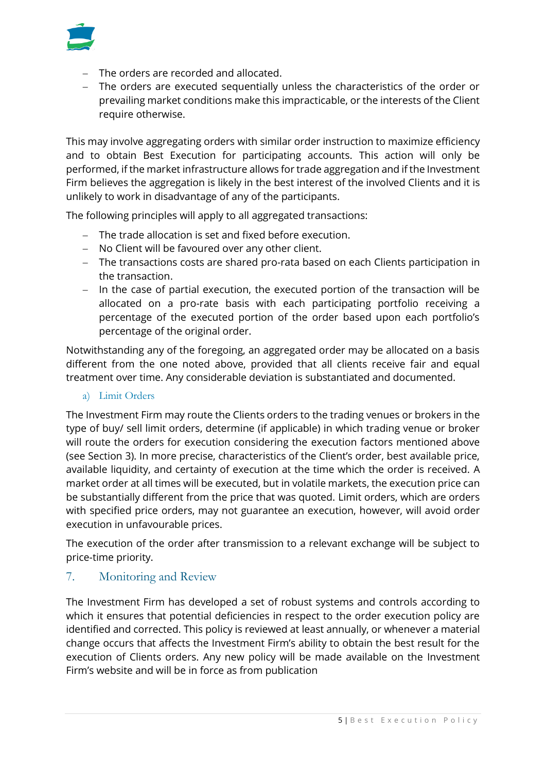- The orders are recorded and allocated.
- The orders are executed sequentially unless the characteristics of the order or prevailing market conditions make this impracticable, or the interests of the Client require otherwise.

This may involve aggregating orders with similar order instruction to maximize efficiency and to obtain Best Execution for participating accounts. This action will only be performed, if the market infrastructure allows for trade aggregation and if the Investment Firm believes the aggregation is likely in the best interest of the involved Clients and it is unlikely to work in disadvantage of any of the participants.

The following principles will apply to all aggregated transactions:

- The trade allocation is set and fixed before execution.
- No Client will be favoured over any other client.
- The transactions costs are shared pro-rata based on each Clients participation in the transaction.
- In the case of partial execution, the executed portion of the transaction will be allocated on a pro-rate basis with each participating portfolio receiving a percentage of the executed portion of the order based upon each portfolio's percentage of the original order.

Notwithstanding any of the foregoing, an aggregated order may be allocated on a basis different from the one noted above, provided that all clients receive fair and equal treatment over time. Any considerable deviation is substantiated and documented.

### a) Limit Orders

The Investment Firm may route the Clients orders to the trading venues or brokers in the type of buy/ sell limit orders, determine (if applicable) in which trading venue or broker will route the orders for execution considering the execution factors mentioned above (see Section 3). In more precise, characteristics of the Client's order, best available price, available liquidity, and certainty of execution at the time which the order is received. A market order at all times will be executed, but in volatile markets, the execution price can be substantially different from the price that was quoted. Limit orders, which are orders with specified price orders, may not guarantee an execution, however, will avoid order execution in unfavourable prices.

The execution of the order after transmission to a relevant exchange will be subject to price-time priority.

## 7. Monitoring and Review

The Investment Firm has developed a set of robust systems and controls according to which it ensures that potential deficiencies in respect to the order execution policy are identified and corrected. This policy is reviewed at least annually, or whenever a material change occurs that affects the Investment Firm's ability to obtain the best result for the execution of Clients orders. Any new policy will be made available on the Investment Firm's website and will be in force as from publication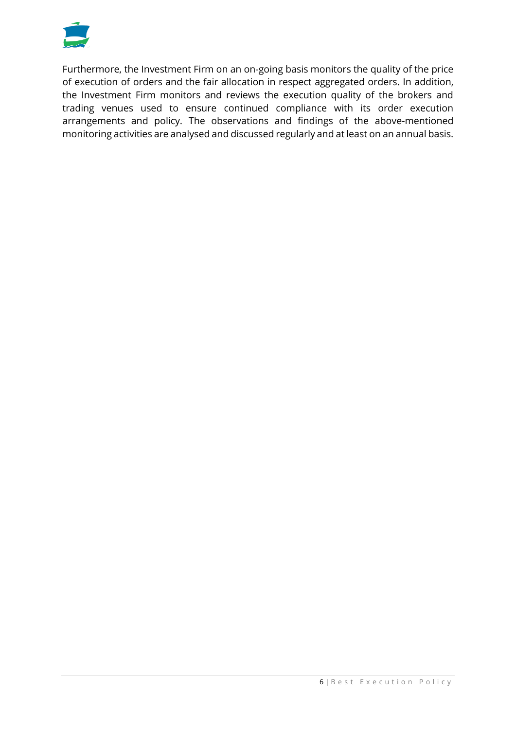Furthermore, the Investment Firm on an on-going basis monitors the quality of the price of execution of orders and the fair allocation in respect aggregated orders. In addition, the Investment Firm monitors and reviews the execution quality of the brokers and trading venues used to ensure continued compliance with its order execution arrangements and policy. The observations and findings of the above-mentioned monitoring activities are analysed and discussed regularly and at least on an annual basis.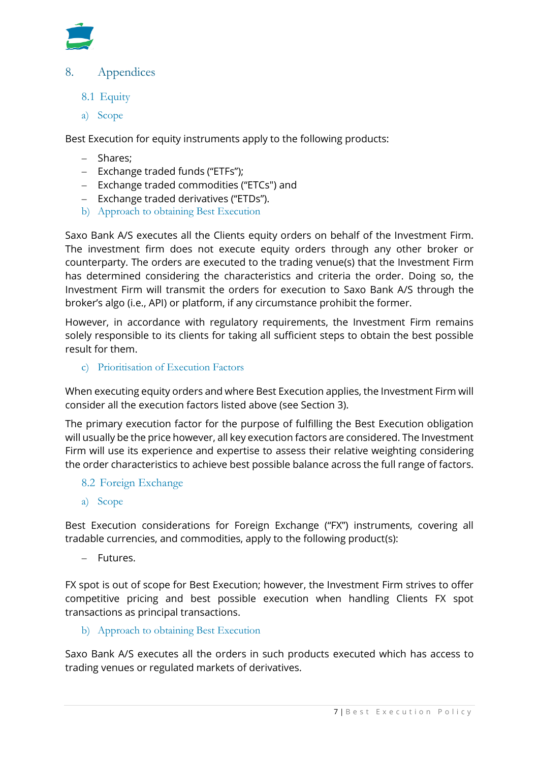# 8. Appendices

## 8.1 Equity

### a) Scope

Best Execution for equity instruments apply to the following products:

- Shares;
- Exchange traded funds ("ETFs");
- Exchange traded commodities ("ETCs") and
- Exchange traded derivatives ("ETDs").

### b) Approach to obtaining Best Execution

Saxo Bank A/S executes all the Clients equity orders on behalf of the Investment Firm. The investment firm does not execute equity orders through any other broker or counterparty. The orders are executed to the trading venue(s) that the Investment Firm has determined considering the characteristics and criteria the order. Doing so, the Investment Firm will transmit the orders for execution to Saxo Bank A/S through the broker's algo (i.e., API) or platform, if any circumstance prohibit the former.

However, in accordance with regulatory requirements, the Investment Firm remains solely responsible to its clients for taking all sufficient steps to obtain the best possible result for them.

### c) Prioritisation of Execution Factors

When executing equity orders and where Best Execution applies, the Investment Firm will consider all the execution factors listed above (see Section 3).

The primary execution factor for the purpose of fulfilling the Best Execution obligation will usually be the price however, all key execution factors are considered. The Investment Firm will use its experience and expertise to assess their relative weighting considering the order characteristics to achieve best possible balance across the full range of factors.

## 8.2 Foreign Exchange

### a) Scope

Best Execution considerations for Foreign Exchange ("FX") instruments, covering all tradable currencies, and commodities, apply to the following product(s):

- Futures.

FX spot is out of scope for Best Execution; however, the Investment Firm strives to offer competitive pricing and best possible execution when handling Clients FX spot transactions as principal transactions.

### b) Approach to obtaining Best Execution

Saxo Bank A/S executes all the orders in such products executed which has access to trading venues or regulated markets of derivatives.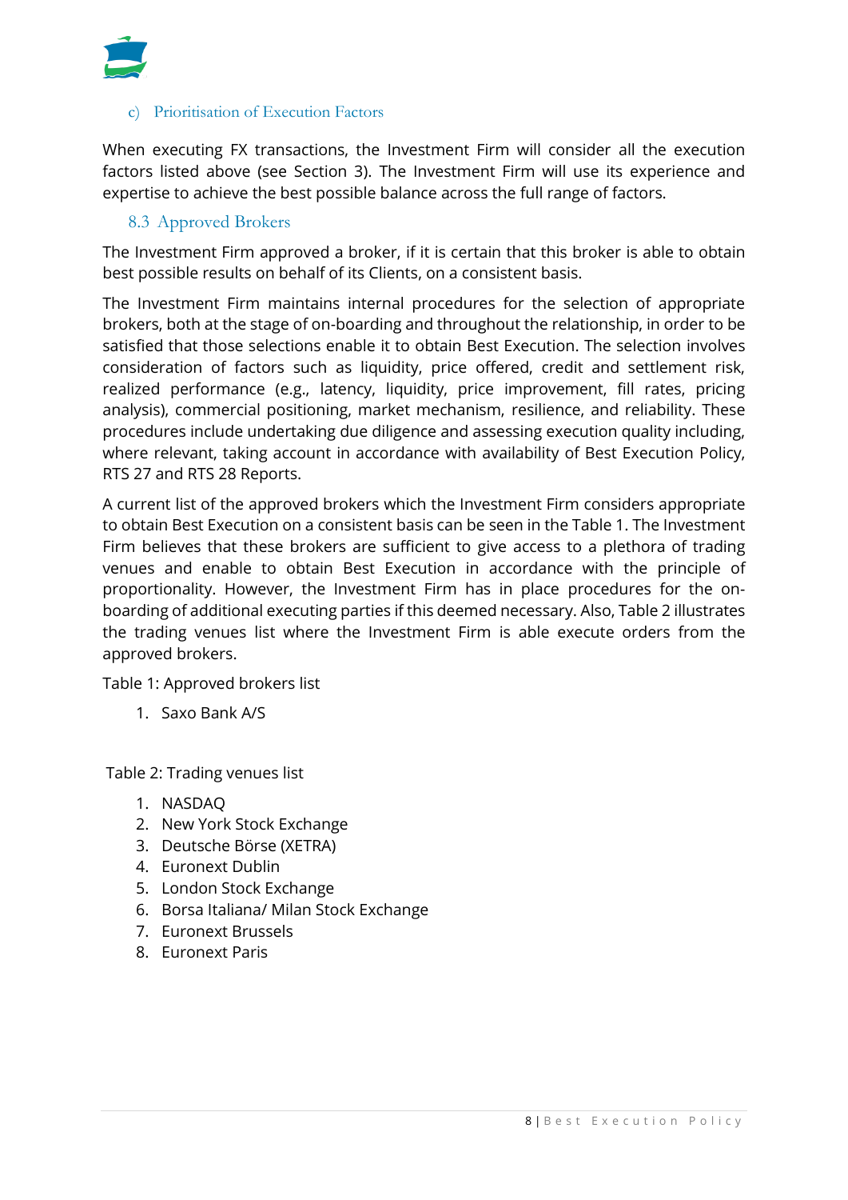c) Prioritisation of Execution Factors

When executing FX transactions, the Investment Firm will consider all the execution factors listed above (see Section 3). The Investment Firm will use its experience and expertise to achieve the best possible balance across the full range of factors.

## 8.3 Approved Brokers

The Investment Firm approved a broker, if it is certain that this broker is able to obtain best possible results on behalf of its Clients, on a consistent basis.

The Investment Firm maintains internal procedures for the selection of appropriate brokers, both at the stage of on-boarding and throughout the relationship, in order to be satisfied that those selections enable it to obtain Best Execution. The selection involves consideration of factors such as liquidity, price offered, credit and settlement risk, realized performance (e.g., latency, liquidity, price improvement, fill rates, pricing analysis), commercial positioning, market mechanism, resilience, and reliability. These procedures include undertaking due diligence and assessing execution quality including, where relevant, taking account in accordance with availability of Best Execution Policy, RTS 27 and RTS 28 Reports.

A current list of the approved brokers which the Investment Firm considers appropriate to obtain Best Execution on a consistent basis can be seen in the Table 1. The Investment Firm believes that these brokers are sufficient to give access to a plethora of trading venues and enable to obtain Best Execution in accordance with the principle of proportionality. However, the Investment Firm has in place procedures for the on-boarding of additional executing parties if this deemed necessary. Also, Table 2 illustrates the trading venues list where the Investment Firm is able execute orders from the approved brokers.

Table 1: Approved brokers list

1. Saxo Bank A/S

Table 2: Trading venues list

1. NASDAQ
2. New York Stock Exchange
3. Deutsche Börse (XETRA)
4. Euronext Dublin
5. London Stock Exchange
6. Borsa Italiana/ Milan Stock Exchange
7. Euronext Brussels
8. Euronext Paris